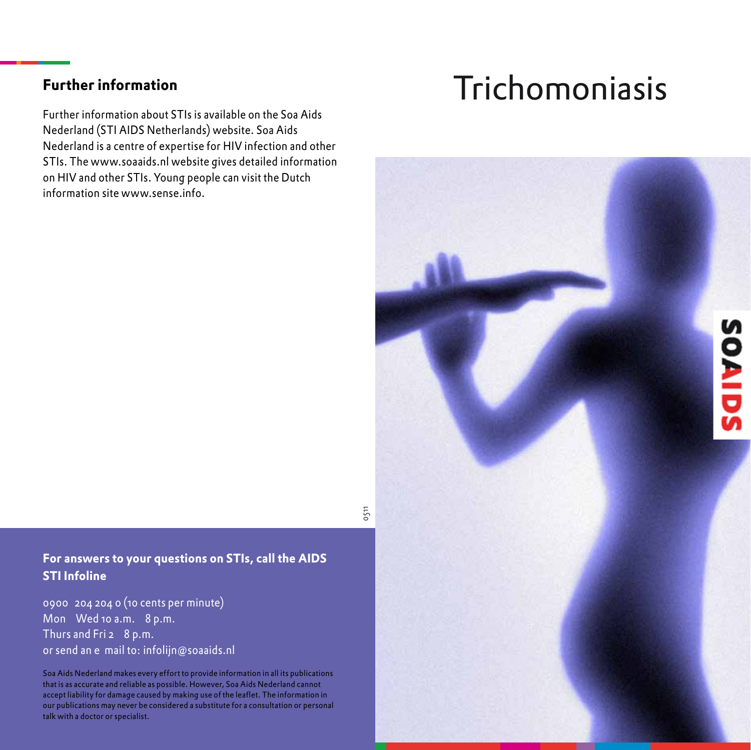## Further information

Further information about STIs is available on the Soa Aids Nederland (STI AIDS Netherlands) website. Soa Aids Nederland is a centre of expertise for HIV infection and other STIs. The www.soaaids.nl website gives detailed information on HIV and other STIs. Young people can visit the Dutch information site www.sense.info.

**For answers to your questions on STIs, call the AIDS STI Infoline**

0900 204 204 0 (10 cents per minute)
Mon Wed 10 a.m. 8 p.m.
Thurs and Fri 2 8 p.m.
or send an e mail to: infolijn@soaaids.nl

Soa Aids Nederland makes every effort to provide information in all its publications that is as accurate and reliable as possible. However, Soa Aids Nederland cannot accept liability for damage caused by making use of the leaflet. The information in our publications may never be considered a substitute for a consultation or personal talk with a doctor or specialist.

0511

# Trichomoniasis

SOAIDS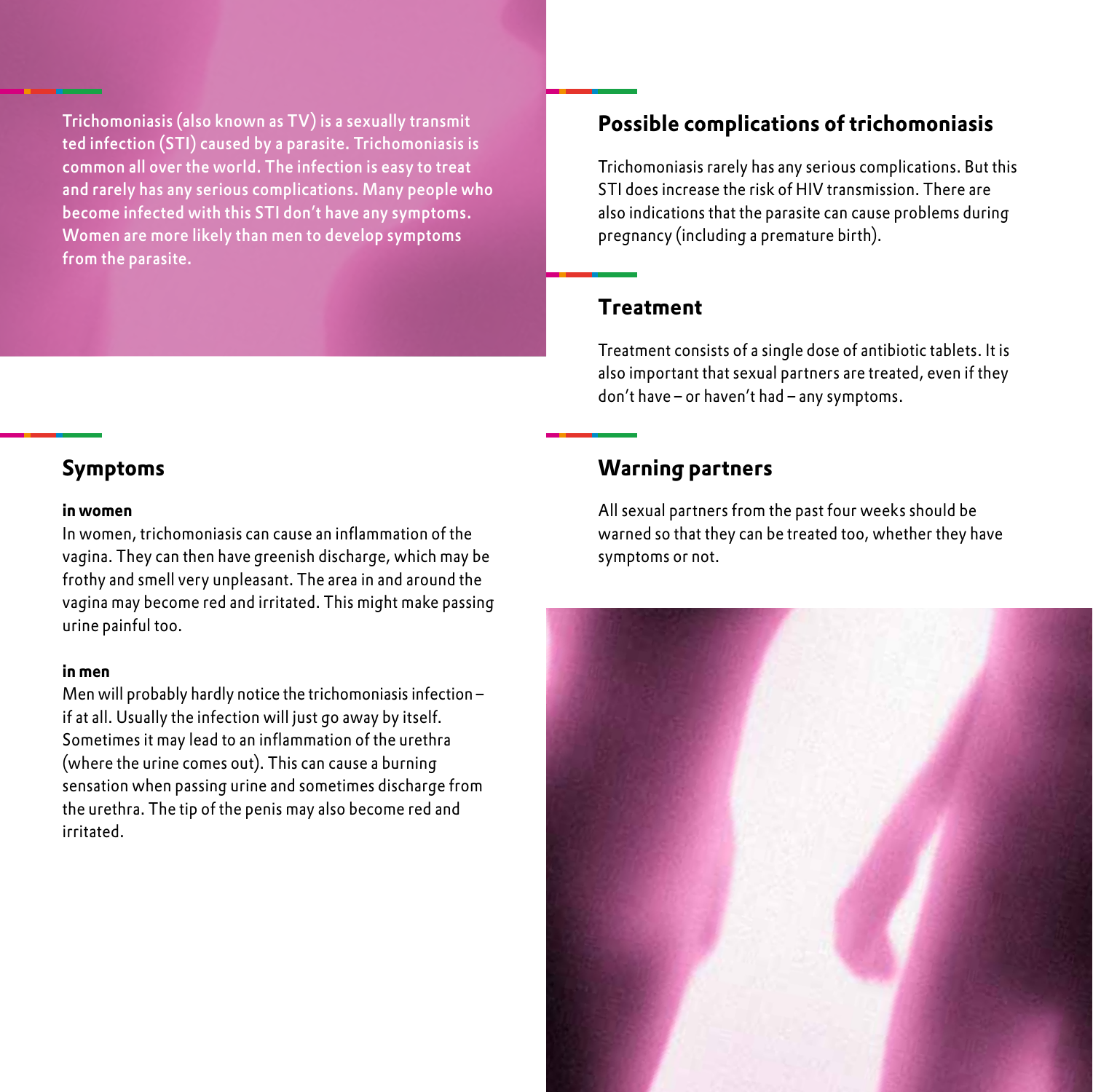Trichomoniasis (also known as TV) is a sexually transmitted infection (STI) caused by a parasite. Trichomoniasis is common all over the world. The infection is easy to treat and rarely has any serious complications. Many people who become infected with this STI don't have any symptoms. Women are more likely than men to develop symptoms from the parasite.

## Symptoms

**in women**
In women, trichomoniasis can cause an inflammation of the vagina. They can then have greenish discharge, which may be frothy and smell very unpleasant. The area in and around the vagina may become red and irritated. This might make passing urine painful too.

**in men**
Men will probably hardly notice the trichomoniasis infection – if at all. Usually the infection will just go away by itself. Sometimes it may lead to an inflammation of the urethra (where the urine comes out). This can cause a burning sensation when passing urine and sometimes discharge from the urethra. The tip of the penis may also become red and irritated.

## Possible complications of trichomoniasis

Trichomoniasis rarely has any serious complications. But this STI does increase the risk of HIV transmission. There are also indications that the parasite can cause problems during pregnancy (including a premature birth).

## Treatment

Treatment consists of a single dose of antibiotic tablets. It is also important that sexual partners are treated, even if they don't have – or haven't had – any symptoms.

## Warning partners

All sexual partners from the past four weeks should be warned so that they can be treated too, whether they have symptoms or not.